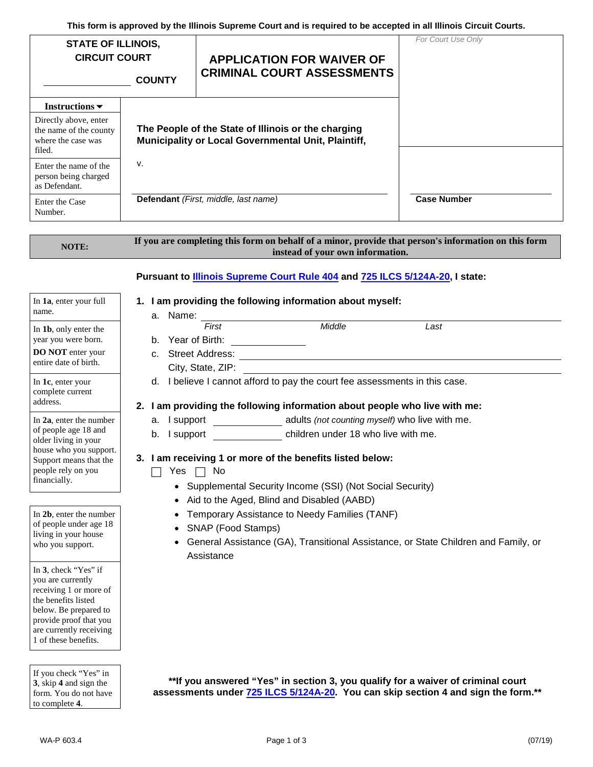This form is approved by the Illinois Supreme Court and is required to be accepted in all Illinois Circuit Courts.

| STATE OF ILLINOIS, CIRCUIT COURT | APPLICATION FOR WAIVER OF CRIMINAL COURT ASSESSMENTS | For Court Use Only |
|---|---|---|
| ______________ COUNTY | | |

**Instructions ▾**

Directly above, enter the name of the county where the case was filed.

**The People of the State of Illinois or the charging Municipality or Local Governmental Unit, Plaintiff,**

v.

Enter the name of the person being charged as Defendant.

______________________________
**Defendant** *(First, middle, last name)*

Enter the Case Number.

______________________________
**Case Number**

| **NOTE:** | **If you are completing this form on behalf of a minor, provide that person's information on this form instead of your own information.** |
|---|---|

**Pursuant to Illinois Supreme Court Rule 404 and 725 ILCS 5/124A-20, I state:**

In **1a**, enter your full name.

In **1b**, only enter the year you were born. **DO NOT** enter your entire date of birth.

In **1c**, enter your complete current address.

**1. I am providing the following information about myself:**

a. Name: ______________________________
*First* *Middle* *Last*

b. Year of Birth: ______________

c. Street Address: ______________________________
City, State, ZIP: ______________________________

d. I believe I cannot afford to pay the court fee assessments in this case.

In **2a**, enter the number of people age 18 and older living in your house who you support. Support means that the people rely on you financially.

In **2b**, enter the number of people under age 18 living in your house who you support.

**2. I am providing the following information about people who live with me:**

a. I support ____________ adults *(not counting myself)* who live with me.

b. I support ____________ children under 18 who live with me.

In **3**, check "Yes" if you are currently receiving 1 or more of the benefits listed below. Be prepared to provide proof that you are currently receiving 1 of these benefits.

**3. I am receiving 1 or more of the benefits listed below:**

☐ Yes ☐ No

- Supplemental Security Income (SSI) (Not Social Security)
- Aid to the Aged, Blind and Disabled (AABD)
- Temporary Assistance to Needy Families (TANF)
- SNAP (Food Stamps)
- General Assistance (GA), Transitional Assistance, or State Children and Family, or Assistance

If you check "Yes" in **3**, skip **4** and sign the form. You do not have to complete **4**.

**\*\*If you answered "Yes" in section 3, you qualify for a waiver of criminal court assessments under 725 ILCS 5/124A-20. You can skip section 4 and sign the form.\*\***

WA-P 603.4 (07/19)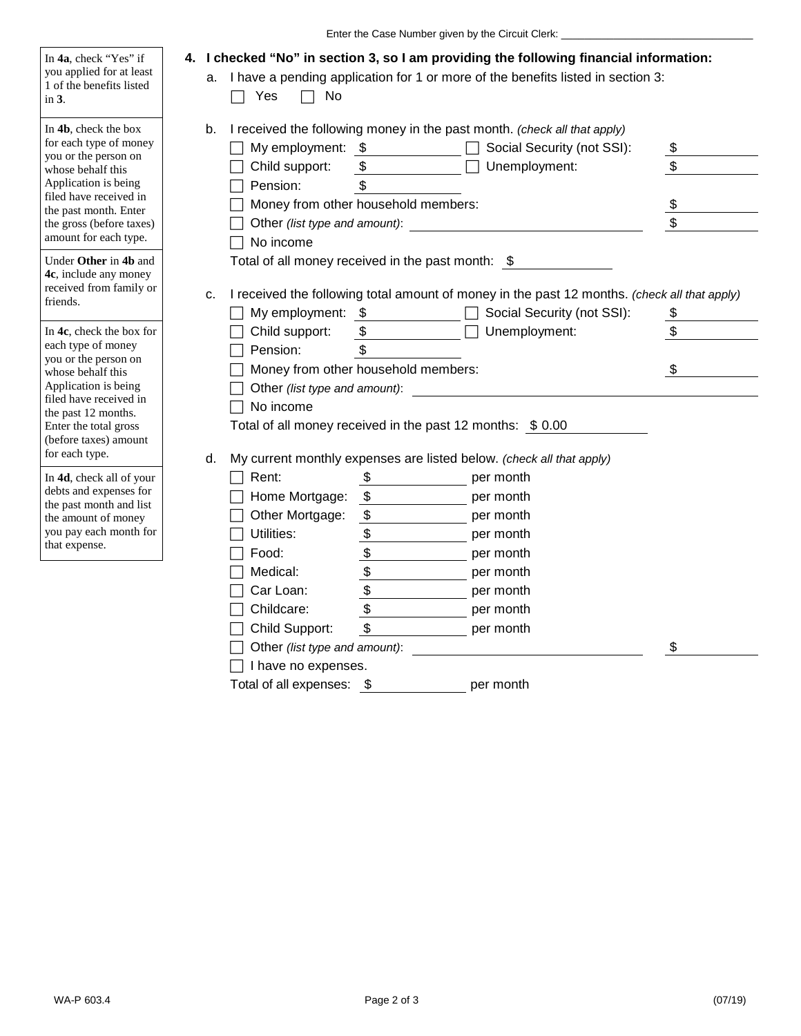Enter the Case Number given by the Circuit Clerk: ______________________

| |
|---|
| In **4a**, check "Yes" if you applied for at least 1 of the benefits listed in **3**. |
| In **4b**, check the box for each type of money you or the person on whose behalf this Application is being filed have received in the past month. Enter the gross (before taxes) amount for each type. |
| Under **Other** in **4b** and **4c**, include any money received from family or friends. |
| In **4c**, check the box for each type of money you or the person on whose behalf this Application is being filed have received in the past 12 months. Enter the total gross (before taxes) amount for each type. |
| In **4d**, check all of your debts and expenses for the past month and list the amount of money you pay each month for that expense. |

**4. I checked "No" in section 3, so I am providing the following financial information:**

a. I have a pending application for 1 or more of the benefits listed in section 3:

☐ Yes ☐ No

b. I received the following money in the past month. *(check all that apply)*

☐ My employment: $ __________ ☐ Social Security (not SSI): $ __________

☐ Child support: $ __________ ☐ Unemployment: $ __________

☐ Pension: $ __________

☐ Money from other household members: $ __________

☐ Other *(list type and amount)*: ______________________ $ __________

☐ No income

Total of all money received in the past month: $ __________

c. I received the following total amount of money in the past 12 months. *(check all that apply)*

☐ My employment: $ __________ ☐ Social Security (not SSI): $ __________

☐ Child support: $ __________ ☐ Unemployment: $ __________

☐ Pension: $ __________

☐ Money from other household members: $ __________

☐ Other *(list type and amount)*: ______________________

☐ No income

Total of all money received in the past 12 months: $ 0.00

d. My current monthly expenses are listed below. *(check all that apply)*

☐ Rent: $ __________ per month

☐ Home Mortgage: $ __________ per month

☐ Other Mortgage: $ __________ per month

☐ Utilities: $ __________ per month

☐ Food: $ __________ per month

☐ Medical: $ __________ per month

☐ Car Loan: $ __________ per month

☐ Childcare: $ __________ per month

☐ Child Support: $ __________ per month

☐ Other *(list type and amount)*: ______________________ $ __________

☐ I have no expenses.

Total of all expenses: $ __________ per month

WA-P 603.4 (07/19)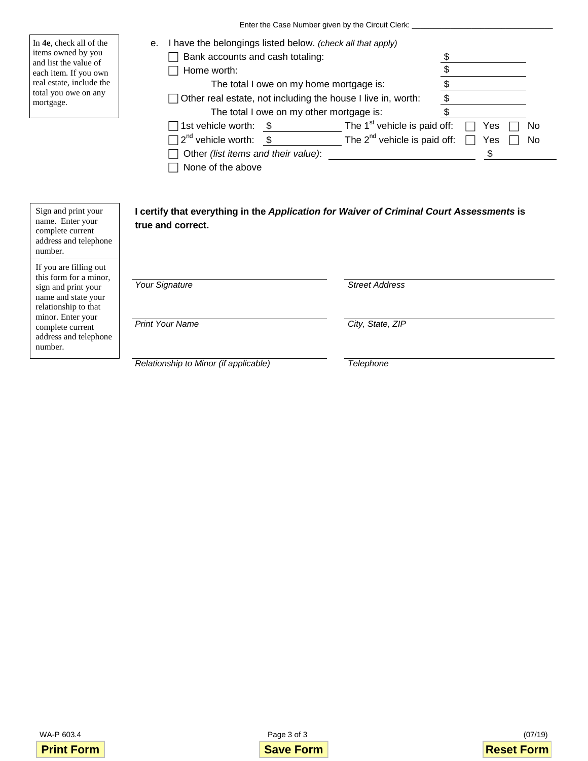Enter the Case Number given by the Circuit Clerk: ______________________________

In **4e**, check all of the items owned by you and list the value of each item. If you own real estate, include the total you owe on any mortgage.

e. I have the belongings listed below. *(check all that apply)*

- ☐ Bank accounts and cash totaling: $ __________
- ☐ Home worth: $ __________
  - The total I owe on my home mortgage is: $ __________
- ☐ Other real estate, not including the house I live in, worth: $ __________
  - The total I owe on my other mortgage is: $ __________
- ☐ 1st vehicle worth: $ __________ The 1st vehicle is paid off: ☐ Yes ☐ No
- ☐ 2nd vehicle worth: $ __________ The 2nd vehicle is paid off: ☐ Yes ☐ No
- ☐ Other *(list items and their value)*: ____________________ $ __________
- ☐ None of the above

Sign and print your name. Enter your complete current address and telephone number.

If you are filling out this form for a minor, sign and print your name and state your relationship to that minor. Enter your complete current address and telephone number.

**I certify that everything in the *Application for Waiver of Criminal Court Assessments* is true and correct.**

| | |
|---|---|
| ____________________ | ____________________ |
| *Your Signature* | *Street Address* |
| ____________________ | ____________________ |
| *Print Your Name* | *City, State, ZIP* |
| ____________________ | ____________________ |
| *Relationship to Minor (if applicable)* | *Telephone* |

WA-P 603.4 (07/19)

Print Form Save Form Reset Form